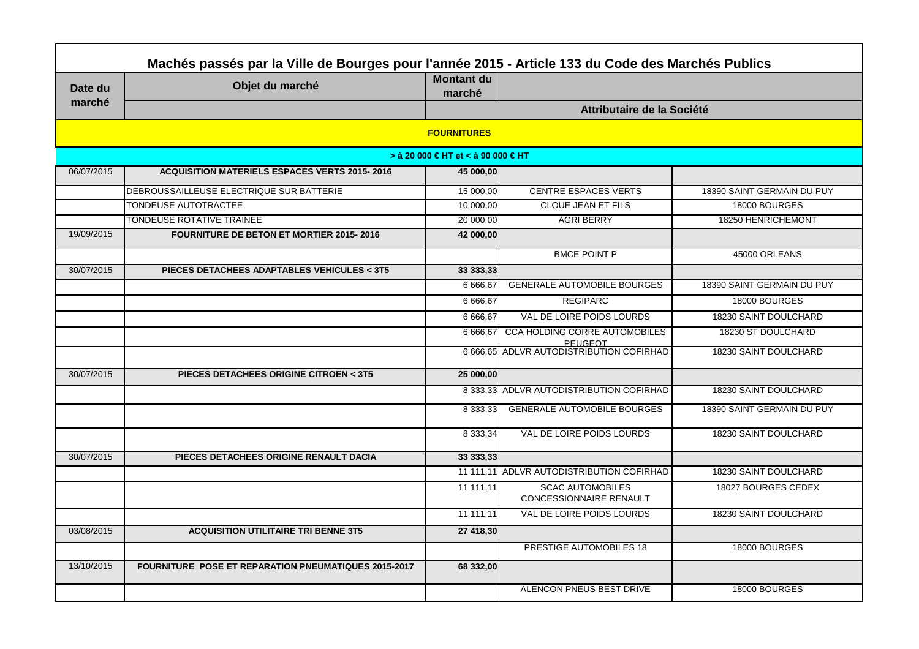# Machés passés par la Ville de Bourges pour l'année 2015 - Article 133 du Code des Marchés Publics

| Date du marché | Objet du marché | Montant du marché | Attributaire de la Société | |
|---|---|---|---|---|
| **FOURNITURES** | | | | |
| **> à 20 000 € HT et < à 90 000 € HT** | | | | |
| 06/07/2015 | **ACQUISITION MATERIELS ESPACES VERTS 2015- 2016** | **45 000,00** | | |
| | DEBROUSSAILLEUSE ELECTRIQUE SUR BATTERIE | 15 000,00 | CENTRE ESPACES VERTS | 18390 SAINT GERMAIN DU PUY |
| | TONDEUSE AUTOTRACTEE | 10 000,00 | CLOUE JEAN ET FILS | 18000 BOURGES |
| | TONDEUSE ROTATIVE TRAINEE | 20 000,00 | AGRI BERRY | 18250 HENRICHEMONT |
| 19/09/2015 | **FOURNITURE DE BETON ET MORTIER 2015- 2016** | **42 000,00** | | |
| | | | BMCE POINT P | 45000 ORLEANS |
| 30/07/2015 | **PIECES DETACHEES ADAPTABLES VEHICULES < 3T5** | **33 333,33** | | |
| | | 6 666,67 | GENERALE AUTOMOBILE BOURGES | 18390 SAINT GERMAIN DU PUY |
| | | 6 666,67 | REGIPARC | 18000 BOURGES |
| | | 6 666,67 | VAL DE LOIRE POIDS LOURDS | 18230 SAINT DOULCHARD |
| | | 6 666,67 | CCA HOLDING CORRE AUTOMOBILES PEUGEOT | 18230 ST DOULCHARD |
| | | 6 666,65 | ADLVR AUTODISTRIBUTION COFIRHAD | 18230 SAINT DOULCHARD |
| 30/07/2015 | **PIECES DETACHEES ORIGINE CITROEN < 3T5** | **25 000,00** | | |
| | | 8 333,33 | ADLVR AUTODISTRIBUTION COFIRHAD | 18230 SAINT DOULCHARD |
| | | 8 333,33 | GENERALE AUTOMOBILE BOURGES | 18390 SAINT GERMAIN DU PUY |
| | | 8 333,34 | VAL DE LOIRE POIDS LOURDS | 18230 SAINT DOULCHARD |
| 30/07/2015 | **PIECES DETACHEES ORIGINE RENAULT DACIA** | **33 333,33** | | |
| | | 11 111,11 | ADLVR AUTODISTRIBUTION COFIRHAD | 18230 SAINT DOULCHARD |
| | | 11 111,11 | SCAC AUTOMOBILES CONCESSIONNAIRE RENAULT | 18027 BOURGES CEDEX |
| | | 11 111,11 | VAL DE LOIRE POIDS LOURDS | 18230 SAINT DOULCHARD |
| 03/08/2015 | **ACQUISITION UTILITAIRE TRI BENNE 3T5** | **27 418,30** | | |
| | | | PRESTIGE AUTOMOBILES 18 | 18000 BOURGES |
| 13/10/2015 | **FOURNITURE POSE ET REPARATION PNEUMATIQUES 2015-2017** | **68 332,00** | | |
| | | | ALENCON PNEUS BEST DRIVE | 18000 BOURGES |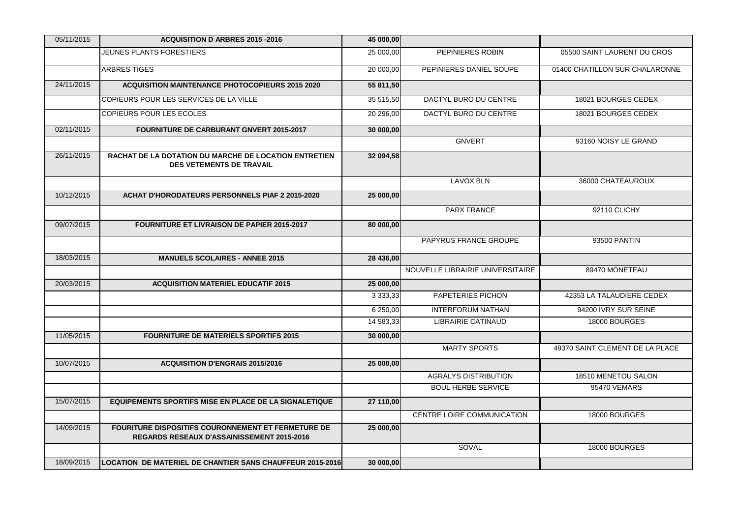| | | | | |
|---|---|---|---|---|
| 05/11/2015 | **ACQUISITION D ARBRES 2015 -2016** | **45 000,00** | | |
| | JEUNES PLANTS FORESTIERS | 25 000,00 | PEPINIERES ROBIN | 05500 SAINT LAURENT DU CROS |
| | ARBRES TIGES | 20 000,00 | PEPINIERES DANIEL SOUPE | 01400 CHATILLON SUR CHALARONNE |
| 24/11/2015 | **ACQUISITION MAINTENANCE PHOTOCOPIEURS 2015 2020** | **55 811,50** | | |
| | COPIEURS POUR LES SERVICES DE LA VILLE | 35 515,50 | DACTYL BURO DU CENTRE | 18021 BOURGES CEDEX |
| | COPIEURS POUR LES ECOLES | 20 296,00 | DACTYL BURO DU CENTRE | 18021 BOURGES CEDEX |
| 02/11/2015 | **FOURNITURE DE CARBURANT GNVERT 2015-2017** | **30 000,00** | | |
| | | | GNVERT | 93160 NOISY LE GRAND |
| 26/11/2015 | **RACHAT DE LA DOTATION DU MARCHE DE LOCATION ENTRETIEN DES VETEMENTS DE TRAVAIL** | **32 094,58** | | |
| | | | LAVOX BLN | 36000 CHATEAUROUX |
| 10/12/2015 | **ACHAT D'HORODATEURS PERSONNELS PIAF 2 2015-2020** | **25 000,00** | | |
| | | | PARX FRANCE | 92110 CLICHY |
| 09/07/2015 | **FOURNITURE ET LIVRAISON DE PAPIER 2015-2017** | **80 000,00** | | |
| | | | PAPYRUS FRANCE GROUPE | 93500 PANTIN |
| 18/03/2015 | **MANUELS SCOLAIRES - ANNEE 2015** | **28 436,00** | | |
| | | | NOUVELLE LIBRAIRIE UNIVERSITAIRE | 89470 MONETEAU |
| 20/03/2015 | **ACQUISITION MATERIEL EDUCATIF 2015** | **25 000,00** | | |
| | | 3 333,33 | PAPETERIES PICHON | 42353 LA TALAUDIERE CEDEX |
| | | 6 250,00 | INTERFORUM NATHAN | 94200 IVRY SUR SEINE |
| | | 14 583,33 | LIBRAIRIE CATINAUD | 18000 BOURGES |
| 11/05/2015 | **FOURNITURE DE MATERIELS SPORTIFS 2015** | **30 000,00** | | |
| | | | MARTY SPORTS | 49370 SAINT CLEMENT DE LA PLACE |
| 10/07/2015 | **ACQUISITION D'ENGRAIS 2015/2016** | **25 000,00** | | |
| | | | AGRALYS DISTRIBUTION | 18510 MENETOU SALON |
| | | | BOUL HERBE SERVICE | 95470 VEMARS |
| 15/07/2015 | **EQUIPEMENTS SPORTIFS MISE EN PLACE DE LA SIGNALETIQUE** | **27 110,00** | | |
| | | | CENTRE LOIRE COMMUNICATION | 18000 BOURGES |
| 14/09/2015 | **FOURITURE DISPOSITIFS COURONNEMENT ET FERMETURE DE REGARDS RESEAUX D'ASSAINISSEMENT 2015-2016** | **25 000,00** | | |
| | | | SOVAL | 18000 BOURGES |
| 18/09/2015 | **LOCATION DE MATERIEL DE CHANTIER SANS CHAUFFEUR 2015-2016** | **30 000,00** | | |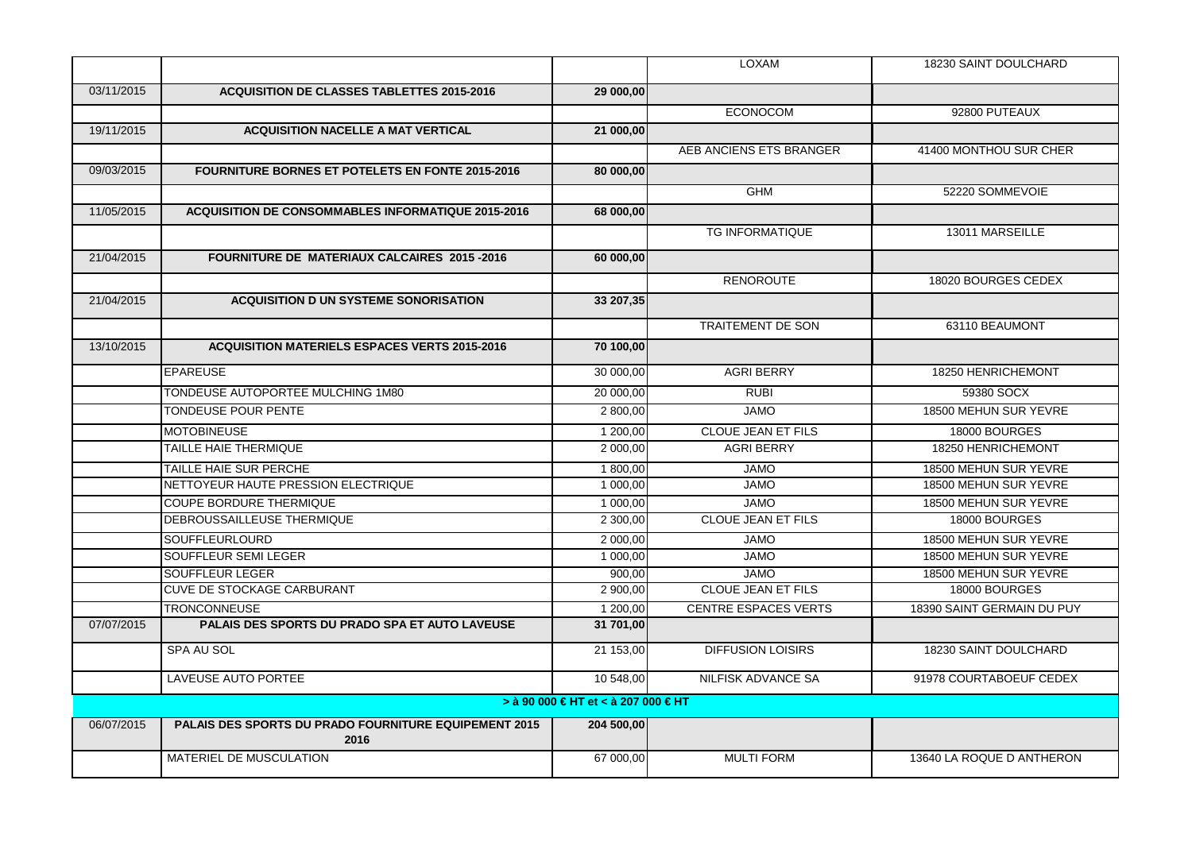| | | | | |
|---|---|---|---|---|
| | | | LOXAM | 18230 SAINT DOULCHARD |
| 03/11/2015 | **ACQUISITION DE CLASSES TABLETTES 2015-2016** | **29 000,00** | | |
| | | | ECONOCOM | 92800 PUTEAUX |
| 19/11/2015 | **ACQUISITION NACELLE A MAT VERTICAL** | **21 000,00** | | |
| | | | AEB ANCIENS ETS BRANGER | 41400 MONTHOU SUR CHER |
| 09/03/2015 | **FOURNITURE BORNES ET POTELETS EN FONTE 2015-2016** | **80 000,00** | | |
| | | | GHM | 52220 SOMMEVOIE |
| 11/05/2015 | **ACQUISITION DE CONSOMMABLES INFORMATIQUE 2015-2016** | **68 000,00** | | |
| | | | TG INFORMATIQUE | 13011 MARSEILLE |
| 21/04/2015 | **FOURNITURE DE MATERIAUX CALCAIRES 2015 -2016** | **60 000,00** | | |
| | | | RENOROUTE | 18020 BOURGES CEDEX |
| 21/04/2015 | **ACQUISITION D UN SYSTEME SONORISATION** | **33 207,35** | | |
| | | | TRAITEMENT DE SON | 63110 BEAUMONT |
| 13/10/2015 | **ACQUISITION MATERIELS ESPACES VERTS 2015-2016** | **70 100,00** | | |
| | EPAREUSE | 30 000,00 | AGRI BERRY | 18250 HENRICHEMONT |
| | TONDEUSE AUTOPORTEE MULCHING 1M80 | 20 000,00 | RUBI | 59380 SOCX |
| | TONDEUSE POUR PENTE | 2 800,00 | JAMO | 18500 MEHUN SUR YEVRE |
| | MOTOBINEUSE | 1 200,00 | CLOUE JEAN ET FILS | 18000 BOURGES |
| | TAILLE HAIE THERMIQUE | 2 000,00 | AGRI BERRY | 18250 HENRICHEMONT |
| | TAILLE HAIE SUR PERCHE | 1 800,00 | JAMO | 18500 MEHUN SUR YEVRE |
| | NETTOYEUR HAUTE PRESSION ELECTRIQUE | 1 000,00 | JAMO | 18500 MEHUN SUR YEVRE |
| | COUPE BORDURE THERMIQUE | 1 000,00 | JAMO | 18500 MEHUN SUR YEVRE |
| | DEBROUSSAILLEUSE THERMIQUE | 2 300,00 | CLOUE JEAN ET FILS | 18000 BOURGES |
| | SOUFFLEURLOURD | 2 000,00 | JAMO | 18500 MEHUN SUR YEVRE |
| | SOUFFLEUR SEMI LEGER | 1 000,00 | JAMO | 18500 MEHUN SUR YEVRE |
| | SOUFFLEUR LEGER | 900,00 | JAMO | 18500 MEHUN SUR YEVRE |
| | CUVE DE STOCKAGE CARBURANT | 2 900,00 | CLOUE JEAN ET FILS | 18000 BOURGES |
| | TRONCONNEUSE | 1 200,00 | CENTRE ESPACES VERTS | 18390 SAINT GERMAIN DU PUY |
| 07/07/2015 | **PALAIS DES SPORTS DU PRADO SPA ET AUTO LAVEUSE** | **31 701,00** | | |
| | SPA AU SOL | 21 153,00 | DIFFUSION LOISIRS | 18230 SAINT DOULCHARD |
| | LAVEUSE AUTO PORTEE | 10 548,00 | NILFISK ADVANCE SA | 91978 COURTABOEUF CEDEX |
| | | **> à 90 000 € HT et < à 207 000 € HT** | | |
| 06/07/2015 | **PALAIS DES SPORTS DU PRADO FOURNITURE EQUIPEMENT 2015 2016** | **204 500,00** | | |
| | MATERIEL DE MUSCULATION | 67 000,00 | MULTI FORM | 13640 LA ROQUE D ANTHERON |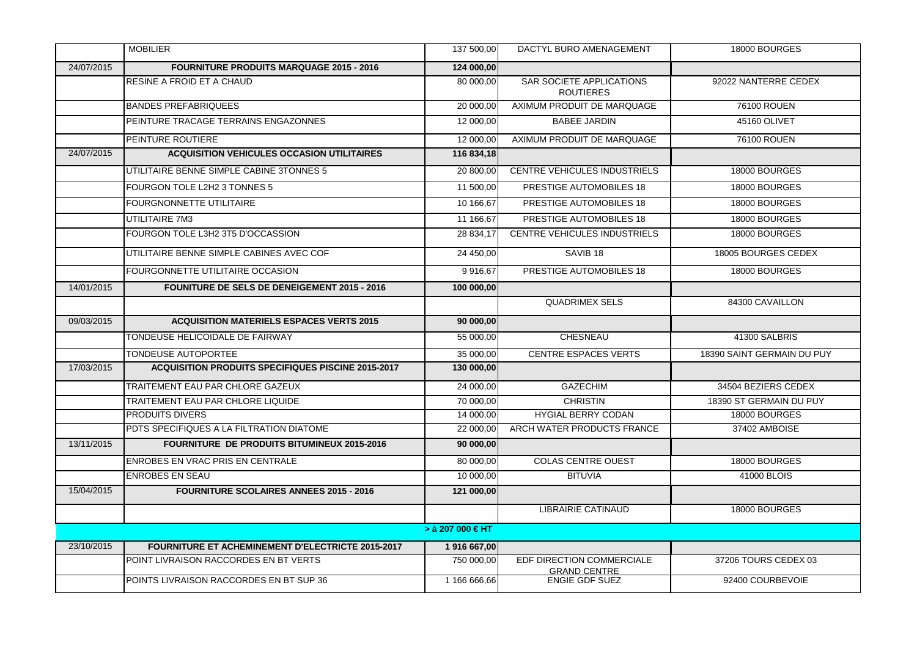| | | | | |
|---|---|---|---|---|
| | MOBILIER | 137 500,00 | DACTYL BURO AMENAGEMENT | 18000 BOURGES |
| 24/07/2015 | **FOURNITURE PRODUITS MARQUAGE 2015 - 2016** | **124 000,00** | | |
| | RESINE A FROID ET A CHAUD | 80 000,00 | SAR SOCIETE APPLICATIONS ROUTIERES | 92022 NANTERRE CEDEX |
| | BANDES PREFABRIQUEES | 20 000,00 | AXIMUM PRODUIT DE MARQUAGE | 76100 ROUEN |
| | PEINTURE TRACAGE TERRAINS ENGAZONNES | 12 000,00 | BABEE JARDIN | 45160 OLIVET |
| | PEINTURE ROUTIERE | 12 000,00 | AXIMUM PRODUIT DE MARQUAGE | 76100 ROUEN |
| 24/07/2015 | **ACQUISITION VEHICULES OCCASION UTILITAIRES** | **116 834,18** | | |
| | UTILITAIRE BENNE SIMPLE CABINE 3TONNES 5 | 20 800,00 | CENTRE VEHICULES INDUSTRIELS | 18000 BOURGES |
| | FOURGON TOLE L2H2 3 TONNES 5 | 11 500,00 | PRESTIGE AUTOMOBILES 18 | 18000 BOURGES |
| | FOURGNONNETTE UTILITAIRE | 10 166,67 | PRESTIGE AUTOMOBILES 18 | 18000 BOURGES |
| | UTILITAIRE 7M3 | 11 166,67 | PRESTIGE AUTOMOBILES 18 | 18000 BOURGES |
| | FOURGON TOLE L3H2 3T5 D'OCCASSION | 28 834,17 | CENTRE VEHICULES INDUSTRIELS | 18000 BOURGES |
| | UTILITAIRE BENNE SIMPLE CABINES AVEC COF | 24 450,00 | SAVIB 18 | 18005 BOURGES CEDEX |
| | FOURGONNETTE UTILITAIRE OCCASION | 9 916,67 | PRESTIGE AUTOMOBILES 18 | 18000 BOURGES |
| 14/01/2015 | **FOUNITURE DE SELS DE DENEIGEMENT 2015 - 2016** | **100 000,00** | | |
| | | | QUADRIMEX SELS | 84300 CAVAILLON |
| 09/03/2015 | **ACQUISITION MATERIELS ESPACES VERTS 2015** | **90 000,00** | | |
| | TONDEUSE HELICOIDALE DE FAIRWAY | 55 000,00 | CHESNEAU | 41300 SALBRIS |
| | TONDEUSE AUTOPORTEE | 35 000,00 | CENTRE ESPACES VERTS | 18390 SAINT GERMAIN DU PUY |
| 17/03/2015 | **ACQUISITION PRODUITS SPECIFIQUES PISCINE 2015-2017** | **130 000,00** | | |
| | TRAITEMENT EAU PAR CHLORE GAZEUX | 24 000,00 | GAZECHIM | 34504 BEZIERS CEDEX |
| | TRAITEMENT EAU PAR CHLORE LIQUIDE | 70 000,00 | CHRISTIN | 18390 ST GERMAIN DU PUY |
| | PRODUITS DIVERS | 14 000,00 | HYGIAL BERRY CODAN | 18000 BOURGES |
| | PDTS SPECIFIQUES A LA FILTRATION DIATOME | 22 000,00 | ARCH WATER PRODUCTS FRANCE | 37402 AMBOISE |
| 13/11/2015 | **FOURNITURE DE PRODUITS BITUMINEUX 2015-2016** | **90 000,00** | | |
| | ENROBES EN VRAC PRIS EN CENTRALE | 80 000,00 | COLAS CENTRE OUEST | 18000 BOURGES |
| | ENROBES EN SEAU | 10 000,00 | BITUVIA | 41000 BLOIS |
| 15/04/2015 | **FOURNITURE SCOLAIRES ANNEES 2015 - 2016** | **121 000,00** | | |
| | | | LIBRAIRIE CATINAUD | 18000 BOURGES |
| | | **> à 207 000 € HT** | | |
| 23/10/2015 | **FOURNITURE ET ACHEMINEMENT D'ELECTRICTE 2015-2017** | **1 916 667,00** | | |
| | POINT LIVRAISON RACCORDES EN BT VERTS | 750 000,00 | EDF DIRECTION COMMERCIALE GRAND CENTRE | 37206 TOURS CEDEX 03 |
| | POINTS LIVRAISON RACCORDES EN BT SUP 36 | 1 166 666,66 | ENGIE GDF SUEZ | 92400 COURBEVOIE |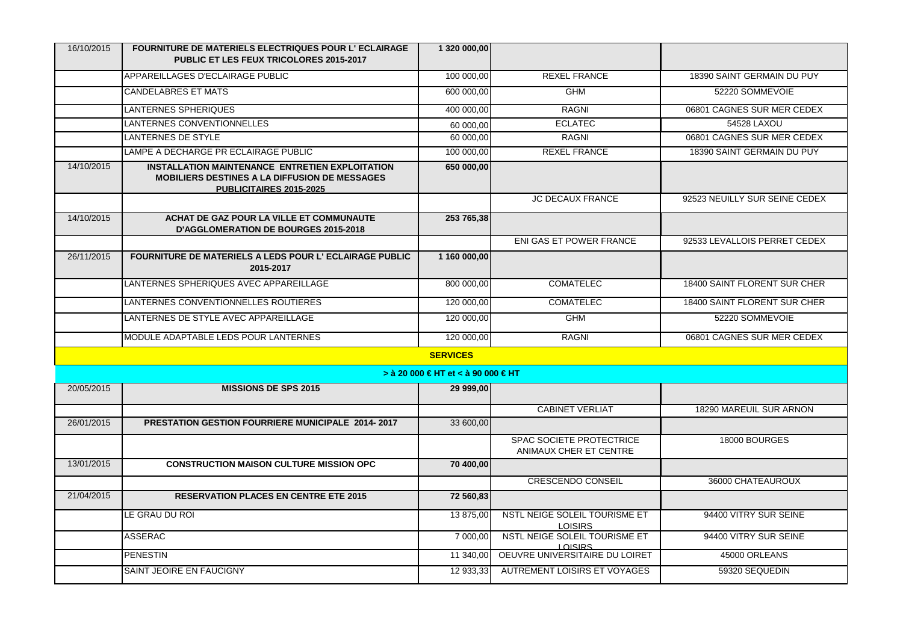| | | | | |
|---|---|---|---|---|
| 16/10/2015 | **FOURNITURE DE MATERIELS ELECTRIQUES POUR L' ECLAIRAGE PUBLIC ET LES FEUX TRICOLORES 2015-2017** | **1 320 000,00** | | |
| | APPAREILLAGES D'ECLAIRAGE PUBLIC | 100 000,00 | REXEL FRANCE | 18390 SAINT GERMAIN DU PUY |
| | CANDELABRES ET MATS | 600 000,00 | GHM | 52220 SOMMEVOIE |
| | LANTERNES SPHERIQUES | 400 000,00 | RAGNI | 06801 CAGNES SUR MER CEDEX |
| | LANTERNES CONVENTIONNELLES | 60 000,00 | ECLATEC | 54528 LAXOU |
| | LANTERNES DE STYLE | 60 000,00 | RAGNI | 06801 CAGNES SUR MER CEDEX |
| | LAMPE A DECHARGE PR ECLAIRAGE PUBLIC | 100 000,00 | REXEL FRANCE | 18390 SAINT GERMAIN DU PUY |
| 14/10/2015 | **INSTALLATION MAINTENANCE ENTRETIEN EXPLOITATION MOBILIERS DESTINES A LA DIFFUSION DE MESSAGES PUBLICITAIRES 2015-2025** | **650 000,00** | | |
| | | | JC DECAUX FRANCE | 92523 NEUILLY SUR SEINE CEDEX |
| 14/10/2015 | **ACHAT DE GAZ POUR LA VILLE ET COMMUNAUTE D'AGGLOMERATION DE BOURGES 2015-2018** | **253 765,38** | | |
| | | | ENI GAS ET POWER FRANCE | 92533 LEVALLOIS PERRET CEDEX |
| 26/11/2015 | **FOURNITURE DE MATERIELS A LEDS POUR L' ECLAIRAGE PUBLIC 2015-2017** | **1 160 000,00** | | |
| | LANTERNES SPHERIQUES AVEC APPAREILLAGE | 800 000,00 | COMATELEC | 18400 SAINT FLORENT SUR CHER |
| | LANTERNES CONVENTIONNELLES ROUTIERES | 120 000,00 | COMATELEC | 18400 SAINT FLORENT SUR CHER |
| | LANTERNES DE STYLE AVEC APPAREILLAGE | 120 000,00 | GHM | 52220 SOMMEVOIE |
| | MODULE ADAPTABLE LEDS POUR LANTERNES | 120 000,00 | RAGNI | 06801 CAGNES SUR MER CEDEX |
| | | **SERVICES** | | |
| | | **> à 20 000 € HT et < à 90 000 € HT** | | |
| 20/05/2015 | **MISSIONS DE SPS 2015** | **29 999,00** | | |
| | | | CABINET VERLIAT | 18290 MAREUIL SUR ARNON |
| 26/01/2015 | **PRESTATION GESTION FOURRIERE MUNICIPALE 2014- 2017** | 33 600,00 | | |
| | | | SPAC SOCIETE PROTECTRICE ANIMAUX CHER ET CENTRE | 18000 BOURGES |
| 13/01/2015 | **CONSTRUCTION MAISON CULTURE MISSION OPC** | **70 400,00** | | |
| | | | CRESCENDO CONSEIL | 36000 CHATEAUROUX |
| 21/04/2015 | **RESERVATION PLACES EN CENTRE ETE 2015** | **72 560,83** | | |
| | LE GRAU DU ROI | 13 875,00 | NSTL NEIGE SOLEIL TOURISME ET LOISIRS | 94400 VITRY SUR SEINE |
| | ASSERAC | 7 000,00 | NSTL NEIGE SOLEIL TOURISME ET LOISIRS | 94400 VITRY SUR SEINE |
| | PENESTIN | 11 340,00 | OEUVRE UNIVERSITAIRE DU LOIRET | 45000 ORLEANS |
| | SAINT JEOIRE EN FAUCIGNY | 12 933,33 | AUTREMENT LOISIRS ET VOYAGES | 59320 SEQUEDIN |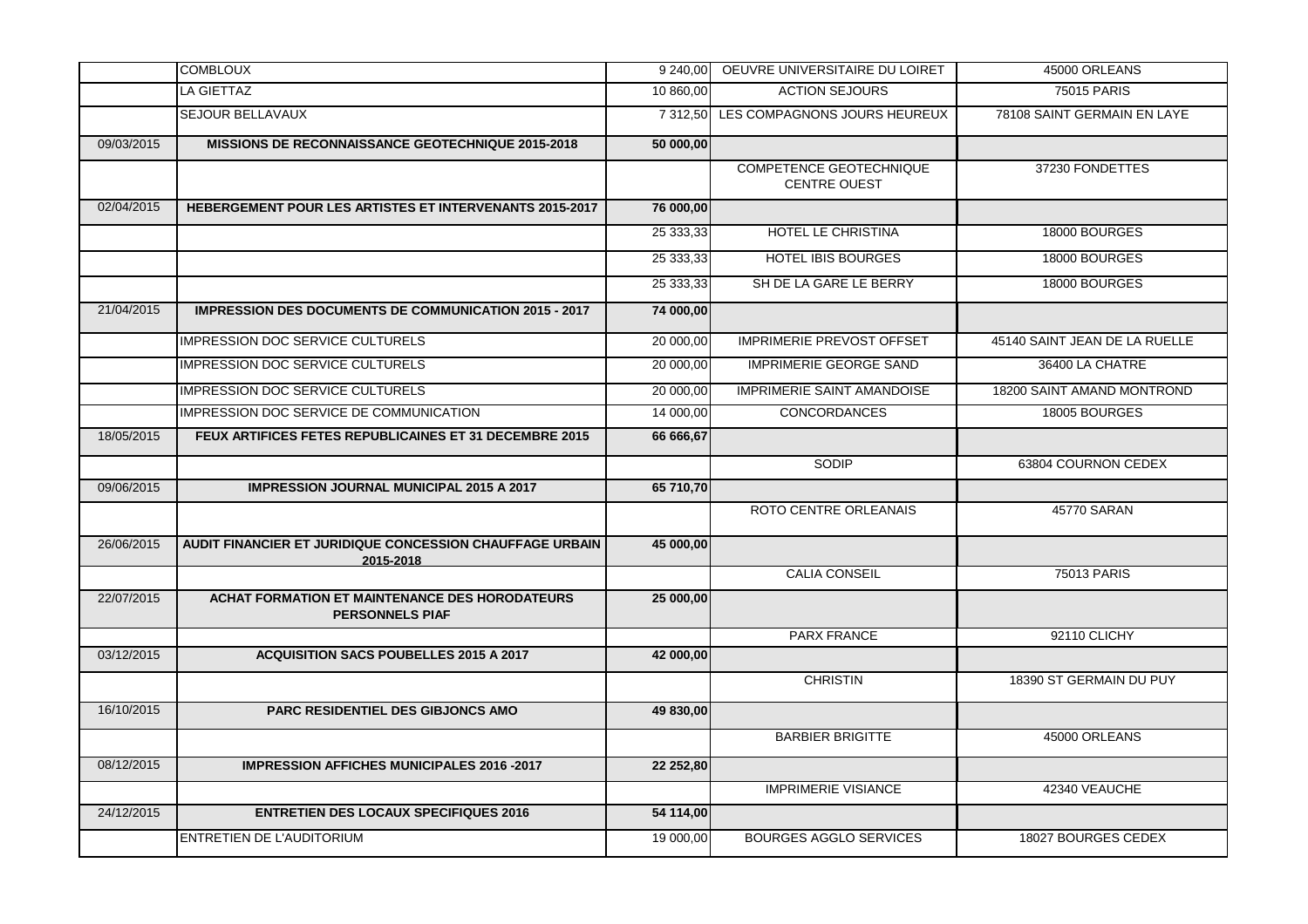| | | | | |
|---|---|---|---|---|
| | COMBLOUX | 9 240,00 | OEUVRE UNIVERSITAIRE DU LOIRET | 45000 ORLEANS |
| | LA GIETTAZ | 10 860,00 | ACTION SEJOURS | 75015 PARIS |
| | SEJOUR BELLAVAUX | 7 312,50 | LES COMPAGNONS JOURS HEUREUX | 78108 SAINT GERMAIN EN LAYE |
| 09/03/2015 | **MISSIONS DE RECONNAISSANCE GEOTECHNIQUE 2015-2018** | **50 000,00** | | |
| | | | COMPETENCE GEOTECHNIQUE CENTRE OUEST | 37230 FONDETTES |
| 02/04/2015 | **HEBERGEMENT POUR LES ARTISTES ET INTERVENANTS 2015-2017** | **76 000,00** | | |
| | | 25 333,33 | HOTEL LE CHRISTINA | 18000 BOURGES |
| | | 25 333,33 | HOTEL IBIS BOURGES | 18000 BOURGES |
| | | 25 333,33 | SH DE LA GARE LE BERRY | 18000 BOURGES |
| 21/04/2015 | **IMPRESSION DES DOCUMENTS DE COMMUNICATION 2015 - 2017** | **74 000,00** | | |
| | IMPRESSION DOC SERVICE CULTURELS | 20 000,00 | IMPRIMERIE PREVOST OFFSET | 45140 SAINT JEAN DE LA RUELLE |
| | IMPRESSION DOC SERVICE CULTURELS | 20 000,00 | IMPRIMERIE GEORGE SAND | 36400 LA CHATRE |
| | IMPRESSION DOC SERVICE CULTURELS | 20 000,00 | IMPRIMERIE SAINT AMANDOISE | 18200 SAINT AMAND MONTROND |
| | IMPRESSION DOC SERVICE DE COMMUNICATION | 14 000,00 | CONCORDANCES | 18005 BOURGES |
| 18/05/2015 | **FEUX ARTIFICES FETES REPUBLICAINES ET 31 DECEMBRE 2015** | **66 666,67** | | |
| | | | SODIP | 63804 COURNON CEDEX |
| 09/06/2015 | **IMPRESSION JOURNAL MUNICIPAL 2015 A 2017** | **65 710,70** | | |
| | | | ROTO CENTRE ORLEANAIS | 45770 SARAN |
| 26/06/2015 | **AUDIT FINANCIER ET JURIDIQUE CONCESSION CHAUFFAGE URBAIN 2015-2018** | **45 000,00** | | |
| | | | CALIA CONSEIL | 75013 PARIS |
| 22/07/2015 | **ACHAT FORMATION ET MAINTENANCE DES HORODATEURS PERSONNELS PIAF** | **25 000,00** | | |
| | | | PARX FRANCE | 92110 CLICHY |
| 03/12/2015 | **ACQUISITION SACS POUBELLES 2015 A 2017** | **42 000,00** | | |
| | | | CHRISTIN | 18390 ST GERMAIN DU PUY |
| 16/10/2015 | **PARC RESIDENTIEL DES GIBJONCS AMO** | **49 830,00** | | |
| | | | BARBIER BRIGITTE | 45000 ORLEANS |
| 08/12/2015 | **IMPRESSION AFFICHES MUNICIPALES 2016 -2017** | **22 252,80** | | |
| | | | IMPRIMERIE VISIANCE | 42340 VEAUCHE |
| 24/12/2015 | **ENTRETIEN DES LOCAUX SPECIFIQUES 2016** | **54 114,00** | | |
| | ENTRETIEN DE L'AUDITORIUM | 19 000,00 | BOURGES AGGLO SERVICES | 18027 BOURGES CEDEX |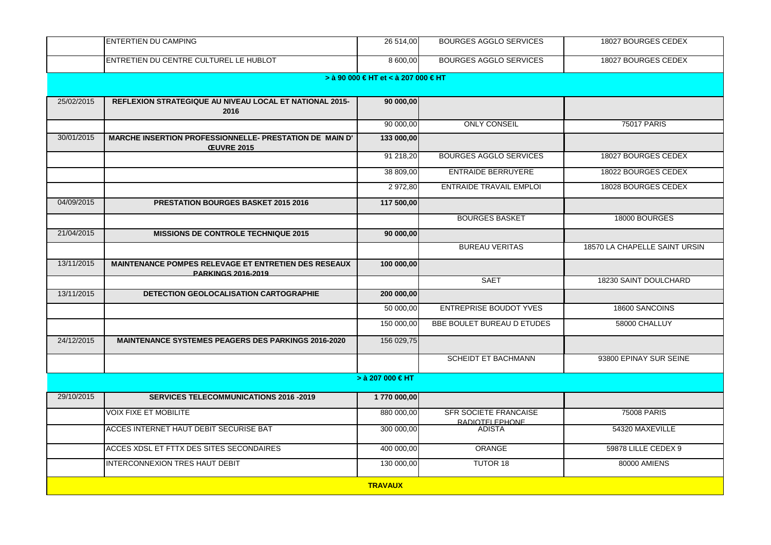| | | | | |
|---|---|---|---|---|
| | ENTERTIEN DU CAMPING | 26 514,00 | BOURGES AGGLO SERVICES | 18027 BOURGES CEDEX |
| | ENTRETIEN DU CENTRE CULTUREL LE HUBLOT | 8 600,00 | BOURGES AGGLO SERVICES | 18027 BOURGES CEDEX |
| | | **> à 90 000 € HT et < à 207 000 € HT** | | |
| 25/02/2015 | **REFLEXION STRATEGIQUE AU NIVEAU LOCAL ET NATIONAL 2015-2016** | **90 000,00** | | |
| | | 90 000,00 | ONLY CONSEIL | 75017 PARIS |
| 30/01/2015 | **MARCHE INSERTION PROFESSIONNELLE- PRESTATION DE MAIN D' ŒUVRE 2015** | **133 000,00** | | |
| | | 91 218,20 | BOURGES AGGLO SERVICES | 18027 BOURGES CEDEX |
| | | 38 809,00 | ENTRAIDE BERRUYERE | 18022 BOURGES CEDEX |
| | | 2 972,80 | ENTRAIDE TRAVAIL EMPLOI | 18028 BOURGES CEDEX |
| 04/09/2015 | **PRESTATION BOURGES BASKET 2015 2016** | **117 500,00** | | |
| | | | BOURGES BASKET | 18000 BOURGES |
| 21/04/2015 | **MISSIONS DE CONTROLE TECHNIQUE 2015** | **90 000,00** | | |
| | | | BUREAU VERITAS | 18570 LA CHAPELLE SAINT URSIN |
| 13/11/2015 | **MAINTENANCE POMPES RELEVAGE ET ENTRETIEN DES RESEAUX PARKINGS 2016-2019** | **100 000,00** | | |
| | | | SAET | 18230 SAINT DOULCHARD |
| 13/11/2015 | **DETECTION GEOLOCALISATION CARTOGRAPHIE** | **200 000,00** | | |
| | | 50 000,00 | ENTREPRISE BOUDOT YVES | 18600 SANCOINS |
| | | 150 000,00 | BBE BOULET BUREAU D ETUDES | 58000 CHALLUY |
| 24/12/2015 | **MAINTENANCE SYSTEMES PEAGERS DES PARKINGS 2016-2020** | 156 029,75 | | |
| | | | SCHEIDT ET BACHMANN | 93800 EPINAY SUR SEINE |
| | | **> à 207 000 € HT** | | |
| 29/10/2015 | **SERVICES TELECOMMUNICATIONS 2016 -2019** | **1 770 000,00** | | |
| | VOIX FIXE ET MOBILITE | 880 000,00 | SFR SOCIETE FRANCAISE RADIOTELEPHONE | 75008 PARIS |
| | ACCES INTERNET HAUT DEBIT SECURISE BAT | 300 000,00 | ADISTA | 54320 MAXEVILLE |
| | ACCES XDSL ET FTTX DES SITES SECONDAIRES | 400 000,00 | ORANGE | 59878 LILLE CEDEX 9 |
| | INTERCONNEXION TRES HAUT DEBIT | 130 000,00 | TUTOR 18 | 80000 AMIENS |
| | | **TRAVAUX** | | |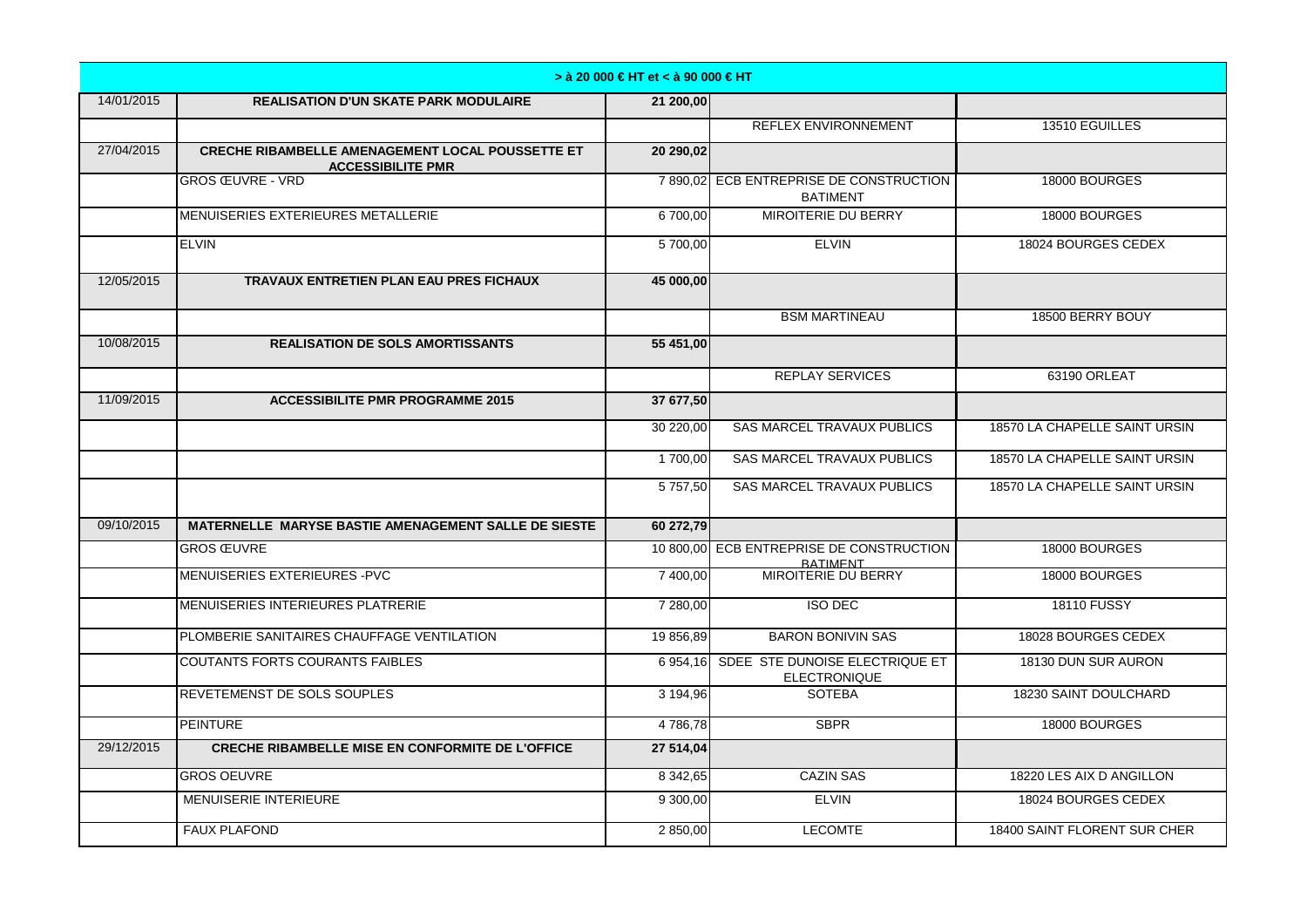| > à 20 000 € HT et < à 90 000 € HT | | | | |
|---|---|---|---|---|
| 14/01/2015 | **REALISATION D'UN SKATE PARK MODULAIRE** | **21 200,00** | | |
| | | | REFLEX ENVIRONNEMENT | 13510 EGUILLES |
| 27/04/2015 | **CRECHE RIBAMBELLE AMENAGEMENT LOCAL POUSSETTE ET ACCESSIBILITE PMR** | **20 290,02** | | |
| | GROS ŒUVRE - VRD | 7 890,02 | ECB ENTREPRISE DE CONSTRUCTION BATIMENT | 18000 BOURGES |
| | MENUISERIES EXTERIEURES METALLERIE | 6 700,00 | MIROITERIE DU BERRY | 18000 BOURGES |
| | ELVIN | 5 700,00 | ELVIN | 18024 BOURGES CEDEX |
| 12/05/2015 | **TRAVAUX ENTRETIEN PLAN EAU PRES FICHAUX** | **45 000,00** | | |
| | | | BSM MARTINEAU | 18500 BERRY BOUY |
| 10/08/2015 | **REALISATION DE SOLS AMORTISSANTS** | **55 451,00** | | |
| | | | REPLAY SERVICES | 63190 ORLEAT |
| 11/09/2015 | **ACCESSIBILITE PMR PROGRAMME 2015** | **37 677,50** | | |
| | | 30 220,00 | SAS MARCEL TRAVAUX PUBLICS | 18570 LA CHAPELLE SAINT URSIN |
| | | 1 700,00 | SAS MARCEL TRAVAUX PUBLICS | 18570 LA CHAPELLE SAINT URSIN |
| | | 5 757,50 | SAS MARCEL TRAVAUX PUBLICS | 18570 LA CHAPELLE SAINT URSIN |
| 09/10/2015 | **MATERNELLE MARYSE BASTIE AMENAGEMENT SALLE DE SIESTE** | **60 272,79** | | |
| | GROS ŒUVRE | 10 800,00 | ECB ENTREPRISE DE CONSTRUCTION BATIMENT | 18000 BOURGES |
| | MENUISERIES EXTERIEURES -PVC | 7 400,00 | MIROITERIE DU BERRY | 18000 BOURGES |
| | MENUISERIES INTERIEURES PLATRERIE | 7 280,00 | ISO DEC | 18110 FUSSY |
| | PLOMBERIE SANITAIRES CHAUFFAGE VENTILATION | 19 856,89 | BARON BONIVIN SAS | 18028 BOURGES CEDEX |
| | COUTANTS FORTS COURANTS FAIBLES | 6 954,16 | SDEE STE DUNOISE ELECTRIQUE ET ELECTRONIQUE | 18130 DUN SUR AURON |
| | REVETEMENST DE SOLS SOUPLES | 3 194,96 | SOTEBA | 18230 SAINT DOULCHARD |
| | PEINTURE | 4 786,78 | SBPR | 18000 BOURGES |
| 29/12/2015 | **CRECHE RIBAMBELLE MISE EN CONFORMITE DE L'OFFICE** | **27 514,04** | | |
| | GROS OEUVRE | 8 342,65 | CAZIN SAS | 18220 LES AIX D ANGILLON |
| | MENUISERIE INTERIEURE | 9 300,00 | ELVIN | 18024 BOURGES CEDEX |
| | FAUX PLAFOND | 2 850,00 | LECOMTE | 18400 SAINT FLORENT SUR CHER |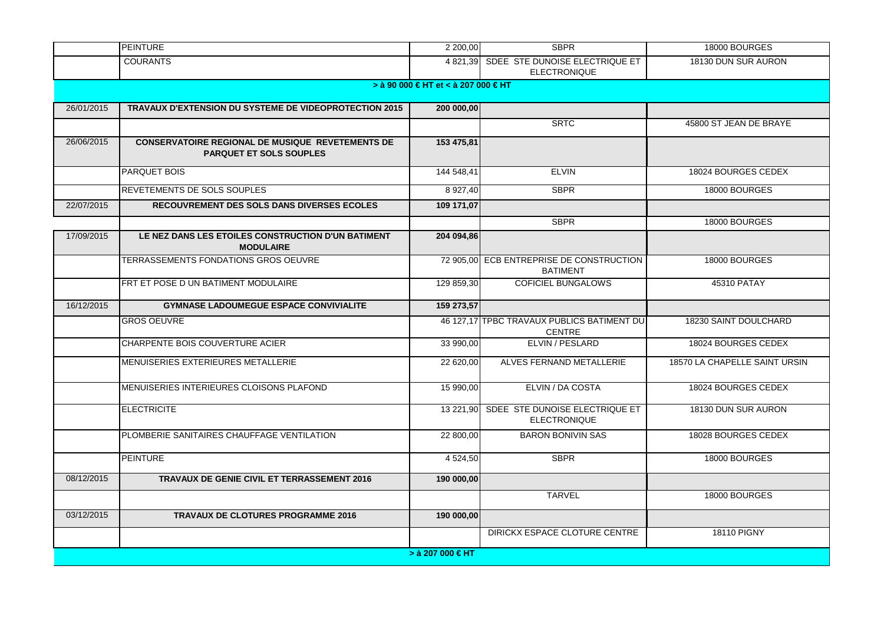| | | | | |
|---|---|---|---|---|
| | PEINTURE | 2 200,00 | SBPR | 18000 BOURGES |
| | COURANTS | 4 821,39 | SDEE STE DUNOISE ELECTRIQUE ET ELECTRONIQUE | 18130 DUN SUR AURON |
| **> à 90 000 € HT et < à 207 000 € HT** | | | | |
| 26/01/2015 | **TRAVAUX D'EXTENSION DU SYSTEME DE VIDEOPROTECTION 2015** | **200 000,00** | | |
| | | | SRTC | 45800 ST JEAN DE BRAYE |
| 26/06/2015 | **CONSERVATOIRE REGIONAL DE MUSIQUE REVETEMENTS DE PARQUET ET SOLS SOUPLES** | **153 475,81** | | |
| | PARQUET BOIS | 144 548,41 | ELVIN | 18024 BOURGES CEDEX |
| | REVETEMENTS DE SOLS SOUPLES | 8 927,40 | SBPR | 18000 BOURGES |
| 22/07/2015 | **RECOUVREMENT DES SOLS DANS DIVERSES ECOLES** | **109 171,07** | | |
| | | | SBPR | 18000 BOURGES |
| 17/09/2015 | **LE NEZ DANS LES ETOILES CONSTRUCTION D'UN BATIMENT MODULAIRE** | **204 094,86** | | |
| | TERRASSEMENTS FONDATIONS GROS OEUVRE | 72 905,00 | ECB ENTREPRISE DE CONSTRUCTION BATIMENT | 18000 BOURGES |
| | FRT ET POSE D UN BATIMENT MODULAIRE | 129 859,30 | COFICIEL BUNGALOWS | 45310 PATAY |
| 16/12/2015 | **GYMNASE LADOUMEGUE ESPACE CONVIVIALITE** | **159 273,57** | | |
| | GROS OEUVRE | 46 127,17 | TPBC TRAVAUX PUBLICS BATIMENT DU CENTRE | 18230 SAINT DOULCHARD |
| | CHARPENTE BOIS COUVERTURE ACIER | 33 990,00 | ELVIN / PESLARD | 18024 BOURGES CEDEX |
| | MENUISERIES EXTERIEURES METALLERIE | 22 620,00 | ALVES FERNAND METALLERIE | 18570 LA CHAPELLE SAINT URSIN |
| | MENUISERIES INTERIEURES CLOISONS PLAFOND | 15 990,00 | ELVIN / DA COSTA | 18024 BOURGES CEDEX |
| | ELECTRICITE | 13 221,90 | SDEE STE DUNOISE ELECTRIQUE ET ELECTRONIQUE | 18130 DUN SUR AURON |
| | PLOMBERIE SANITAIRES CHAUFFAGE VENTILATION | 22 800,00 | BARON BONIVIN SAS | 18028 BOURGES CEDEX |
| | PEINTURE | 4 524,50 | SBPR | 18000 BOURGES |
| 08/12/2015 | **TRAVAUX DE GENIE CIVIL ET TERRASSEMENT 2016** | **190 000,00** | | |
| | | | TARVEL | 18000 BOURGES |
| 03/12/2015 | **TRAVAUX DE CLOTURES PROGRAMME 2016** | **190 000,00** | | |
| | | | DIRICKX ESPACE CLOTURE CENTRE | 18110 PIGNY |
| **> à 207 000 € HT** | | | | |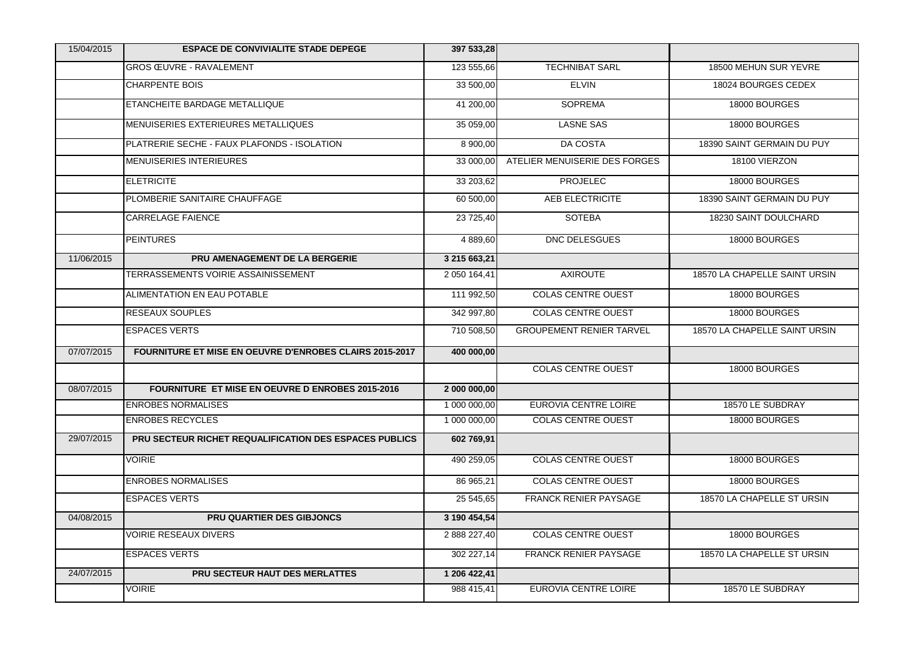| | | | | |
|---|---|---|---|---|
| 15/04/2015 | **ESPACE DE CONVIVIALITE STADE DEPEGE** | **397 533,28** | | |
| | GROS ŒUVRE - RAVALEMENT | 123 555,66 | TECHNIBAT SARL | 18500 MEHUN SUR YEVRE |
| | CHARPENTE BOIS | 33 500,00 | ELVIN | 18024 BOURGES CEDEX |
| | ETANCHEITE BARDAGE METALLIQUE | 41 200,00 | SOPREMA | 18000 BOURGES |
| | MENUISERIES EXTERIEURES METALLIQUES | 35 059,00 | LASNE SAS | 18000 BOURGES |
| | PLATRERIE SECHE - FAUX PLAFONDS - ISOLATION | 8 900,00 | DA COSTA | 18390 SAINT GERMAIN DU PUY |
| | MENUISERIES INTERIEURES | 33 000,00 | ATELIER MENUISERIE DES FORGES | 18100 VIERZON |
| | ELETRICITE | 33 203,62 | PROJELEC | 18000 BOURGES |
| | PLOMBERIE SANITAIRE CHAUFFAGE | 60 500,00 | AEB ELECTRICITE | 18390 SAINT GERMAIN DU PUY |
| | CARRELAGE FAIENCE | 23 725,40 | SOTEBA | 18230 SAINT DOULCHARD |
| | PEINTURES | 4 889,60 | DNC DELESGUES | 18000 BOURGES |
| 11/06/2015 | **PRU AMENAGEMENT DE LA BERGERIE** | **3 215 663,21** | | |
| | TERRASSEMENTS VOIRIE ASSAINISSEMENT | 2 050 164,41 | AXIROUTE | 18570 LA CHAPELLE SAINT URSIN |
| | ALIMENTATION EN EAU POTABLE | 111 992,50 | COLAS CENTRE OUEST | 18000 BOURGES |
| | RESEAUX SOUPLES | 342 997,80 | COLAS CENTRE OUEST | 18000 BOURGES |
| | ESPACES VERTS | 710 508,50 | GROUPEMENT RENIER TARVEL | 18570 LA CHAPELLE SAINT URSIN |
| 07/07/2015 | **FOURNITURE ET MISE EN OEUVRE D'ENROBES CLAIRS 2015-2017** | **400 000,00** | | |
| | | | COLAS CENTRE OUEST | 18000 BOURGES |
| 08/07/2015 | **FOURNITURE ET MISE EN OEUVRE D ENROBES 2015-2016** | **2 000 000,00** | | |
| | ENROBES NORMALISES | 1 000 000,00 | EUROVIA CENTRE LOIRE | 18570 LE SUBDRAY |
| | ENROBES RECYCLES | 1 000 000,00 | COLAS CENTRE OUEST | 18000 BOURGES |
| 29/07/2015 | **PRU SECTEUR RICHET REQUALIFICATION DES ESPACES PUBLICS** | **602 769,91** | | |
| | VOIRIE | 490 259,05 | COLAS CENTRE OUEST | 18000 BOURGES |
| | ENROBES NORMALISES | 86 965,21 | COLAS CENTRE OUEST | 18000 BOURGES |
| | ESPACES VERTS | 25 545,65 | FRANCK RENIER PAYSAGE | 18570 LA CHAPELLE ST URSIN |
| 04/08/2015 | **PRU QUARTIER DES GIBJONCS** | **3 190 454,54** | | |
| | VOIRIE RESEAUX DIVERS | 2 888 227,40 | COLAS CENTRE OUEST | 18000 BOURGES |
| | ESPACES VERTS | 302 227,14 | FRANCK RENIER PAYSAGE | 18570 LA CHAPELLE ST URSIN |
| 24/07/2015 | **PRU SECTEUR HAUT DES MERLATTES** | **1 206 422,41** | | |
| | VOIRIE | 988 415,41 | EUROVIA CENTRE LOIRE | 18570 LE SUBDRAY |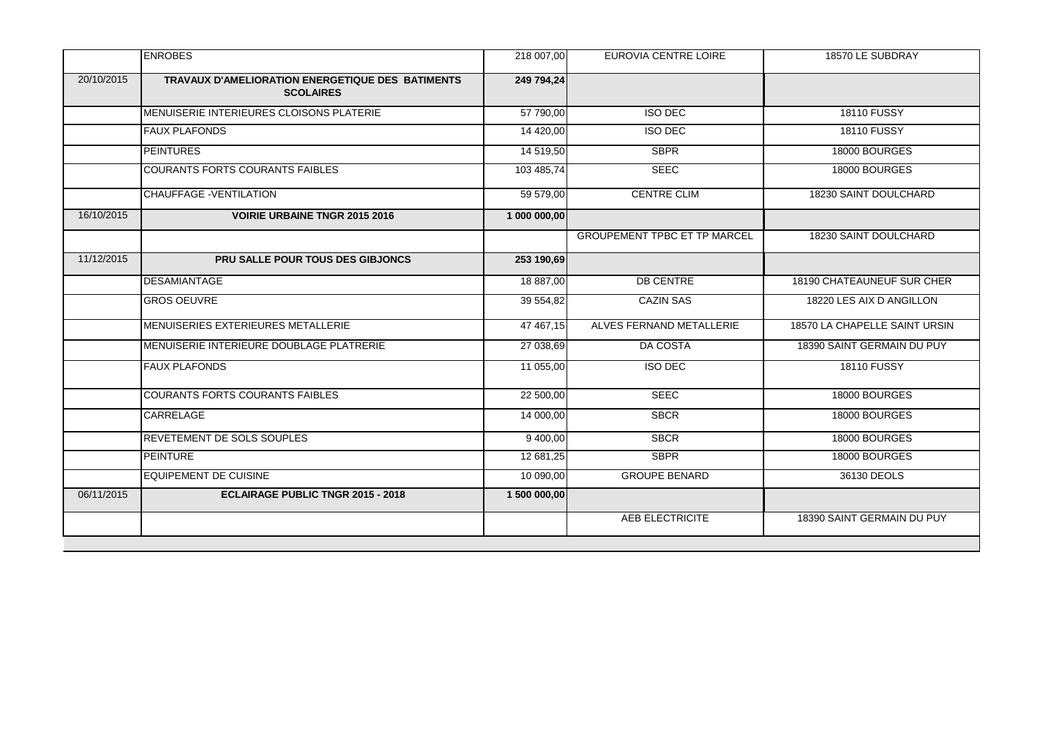| | | | | |
|---|---|---|---|---|
| | ENROBES | 218 007,00 | EUROVIA CENTRE LOIRE | 18570 LE SUBDRAY |
| 20/10/2015 | **TRAVAUX D'AMELIORATION ENERGETIQUE DES BATIMENTS SCOLAIRES** | **249 794,24** | | |
| | MENUISERIE INTERIEURES CLOISONS PLATERIE | 57 790,00 | ISO DEC | 18110 FUSSY |
| | FAUX PLAFONDS | 14 420,00 | ISO DEC | 18110 FUSSY |
| | PEINTURES | 14 519,50 | SBPR | 18000 BOURGES |
| | COURANTS FORTS COURANTS FAIBLES | 103 485,74 | SEEC | 18000 BOURGES |
| | CHAUFFAGE -VENTILATION | 59 579,00 | CENTRE CLIM | 18230 SAINT DOULCHARD |
| 16/10/2015 | **VOIRIE URBAINE TNGR 2015 2016** | **1 000 000,00** | | |
| | | | GROUPEMENT TPBC ET TP MARCEL | 18230 SAINT DOULCHARD |
| 11/12/2015 | **PRU SALLE POUR TOUS DES GIBJONCS** | **253 190,69** | | |
| | DESAMIANTAGE | 18 887,00 | DB CENTRE | 18190 CHATEAUNEUF SUR CHER |
| | GROS OEUVRE | 39 554,82 | CAZIN SAS | 18220 LES AIX D ANGILLON |
| | MENUISERIES EXTERIEURES METALLERIE | 47 467,15 | ALVES FERNAND METALLERIE | 18570 LA CHAPELLE SAINT URSIN |
| | MENUISERIE INTERIEURE DOUBLAGE PLATRERIE | 27 038,69 | DA COSTA | 18390 SAINT GERMAIN DU PUY |
| | FAUX PLAFONDS | 11 055,00 | ISO DEC | 18110 FUSSY |
| | COURANTS FORTS COURANTS FAIBLES | 22 500,00 | SEEC | 18000 BOURGES |
| | CARRELAGE | 14 000,00 | SBCR | 18000 BOURGES |
| | REVETEMENT DE SOLS SOUPLES | 9 400,00 | SBCR | 18000 BOURGES |
| | PEINTURE | 12 681,25 | SBPR | 18000 BOURGES |
| | EQUIPEMENT DE CUISINE | 10 090,00 | GROUPE BENARD | 36130 DEOLS |
| 06/11/2015 | **ECLAIRAGE PUBLIC TNGR 2015 - 2018** | **1 500 000,00** | | |
| | | | AEB ELECTRICITE | 18390 SAINT GERMAIN DU PUY |